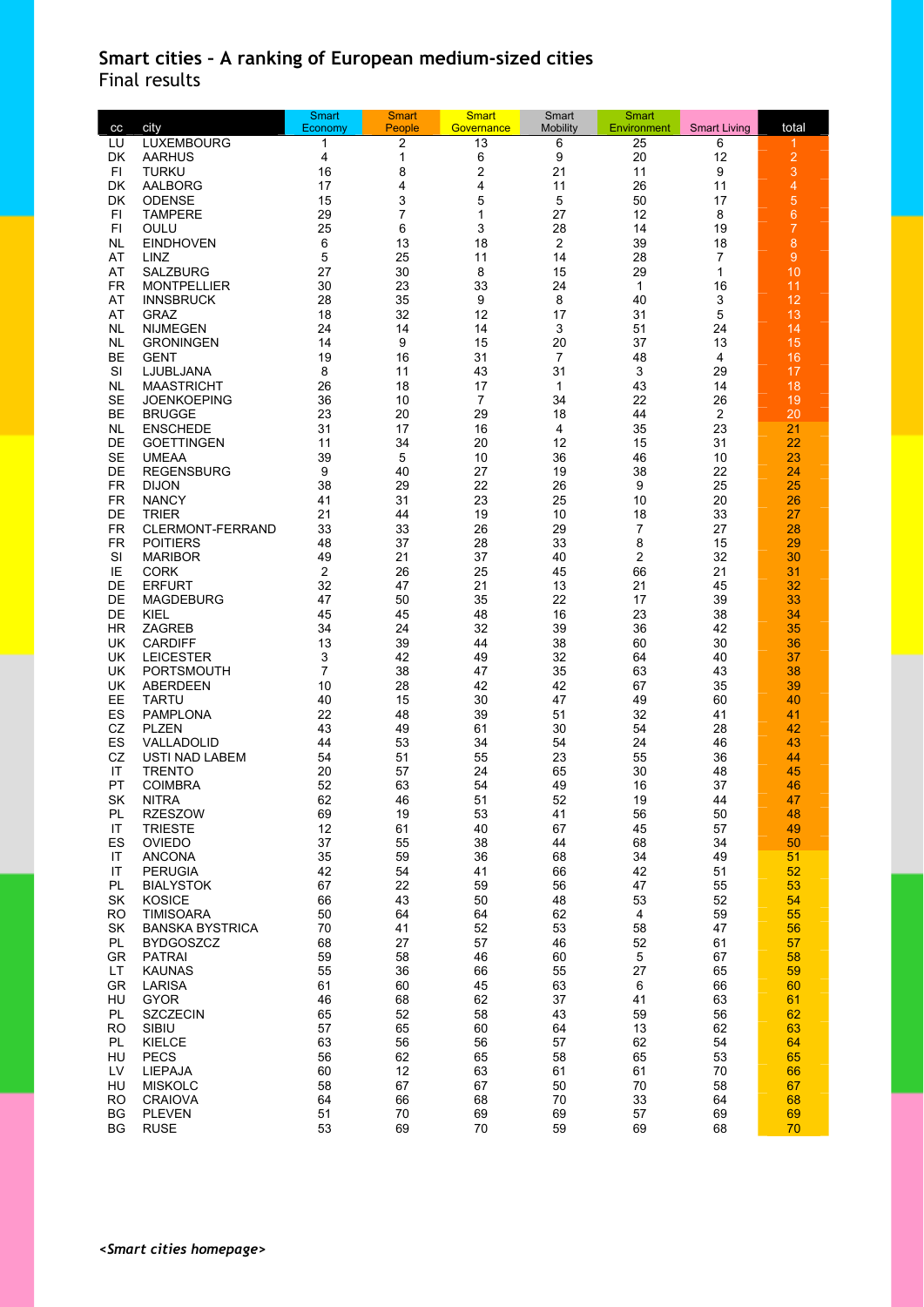## Smart cities – A ranking of European medium-sized cities

Final results

| cc | city | Smart Economy | Smart People | Smart Governance | Smart Mobility | Smart Environment | Smart Living | total |
|---|---|---|---|---|---|---|---|---|
| LU | LUXEMBOURG | 1 | 2 | 13 | 6 | 25 | 6 | 1 |
| DK | AARHUS | 4 | 1 | 6 | 9 | 20 | 12 | 2 |
| FI | TURKU | 16 | 8 | 2 | 21 | 11 | 9 | 3 |
| DK | AALBORG | 17 | 4 | 4 | 11 | 26 | 11 | 4 |
| DK | ODENSE | 15 | 3 | 5 | 5 | 50 | 17 | 5 |
| FI | TAMPERE | 29 | 7 | 1 | 27 | 12 | 8 | 6 |
| FI | OULU | 25 | 6 | 3 | 28 | 14 | 19 | 7 |
| NL | EINDHOVEN | 6 | 13 | 18 | 2 | 39 | 18 | 8 |
| AT | LINZ | 5 | 25 | 11 | 14 | 28 | 7 | 9 |
| AT | SALZBURG | 27 | 30 | 8 | 15 | 29 | 1 | 10 |
| FR | MONTPELLIER | 30 | 23 | 33 | 24 | 1 | 16 | 11 |
| AT | INNSBRUCK | 28 | 35 | 9 | 8 | 40 | 3 | 12 |
| AT | GRAZ | 18 | 32 | 12 | 17 | 31 | 5 | 13 |
| NL | NIJMEGEN | 24 | 14 | 14 | 3 | 51 | 24 | 14 |
| NL | GRONINGEN | 14 | 9 | 15 | 20 | 37 | 13 | 15 |
| BE | GENT | 19 | 16 | 31 | 7 | 48 | 4 | 16 |
| SI | LJUBLJANA | 8 | 11 | 43 | 31 | 3 | 29 | 17 |
| NL | MAASTRICHT | 26 | 18 | 17 | 1 | 43 | 14 | 18 |
| SE | JOENKOEPING | 36 | 10 | 7 | 34 | 22 | 26 | 19 |
| BE | BRUGGE | 23 | 20 | 29 | 18 | 44 | 2 | 20 |
| NL | ENSCHEDE | 31 | 17 | 16 | 4 | 35 | 23 | 21 |
| DE | GOETTINGEN | 11 | 34 | 20 | 12 | 15 | 31 | 22 |
| SE | UMEAA | 39 | 5 | 10 | 36 | 46 | 10 | 23 |
| DE | REGENSBURG | 9 | 40 | 27 | 19 | 38 | 22 | 24 |
| FR | DIJON | 38 | 29 | 22 | 26 | 9 | 25 | 25 |
| FR | NANCY | 41 | 31 | 23 | 25 | 10 | 20 | 26 |
| DE | TRIER | 21 | 44 | 19 | 10 | 18 | 33 | 27 |
| FR | CLERMONT-FERRAND | 33 | 33 | 26 | 29 | 7 | 27 | 28 |
| FR | POITIERS | 48 | 37 | 28 | 33 | 8 | 15 | 29 |
| SI | MARIBOR | 49 | 21 | 37 | 40 | 2 | 32 | 30 |
| IE | CORK | 2 | 26 | 25 | 45 | 66 | 21 | 31 |
| DE | ERFURT | 32 | 47 | 21 | 13 | 21 | 45 | 32 |
| DE | MAGDEBURG | 47 | 50 | 35 | 22 | 17 | 39 | 33 |
| DE | KIEL | 45 | 45 | 48 | 16 | 23 | 38 | 34 |
| HR | ZAGREB | 34 | 24 | 32 | 39 | 36 | 42 | 35 |
| UK | CARDIFF | 13 | 39 | 44 | 38 | 60 | 30 | 36 |
| UK | LEICESTER | 3 | 42 | 49 | 32 | 64 | 40 | 37 |
| UK | PORTSMOUTH | 7 | 38 | 47 | 35 | 63 | 43 | 38 |
| UK | ABERDEEN | 10 | 28 | 42 | 42 | 67 | 35 | 39 |
| EE | TARTU | 40 | 15 | 30 | 47 | 49 | 60 | 40 |
| ES | PAMPLONA | 22 | 48 | 39 | 51 | 32 | 41 | 41 |
| CZ | PLZEN | 43 | 49 | 61 | 30 | 54 | 28 | 42 |
| ES | VALLADOLID | 44 | 53 | 34 | 54 | 24 | 46 | 43 |
| CZ | USTI NAD LABEM | 54 | 51 | 55 | 23 | 55 | 36 | 44 |
| IT | TRENTO | 20 | 57 | 24 | 65 | 30 | 48 | 45 |
| PT | COIMBRA | 52 | 63 | 54 | 49 | 16 | 37 | 46 |
| SK | NITRA | 62 | 46 | 51 | 52 | 19 | 44 | 47 |
| PL | RZESZOW | 69 | 19 | 53 | 41 | 56 | 50 | 48 |
| IT | TRIESTE | 12 | 61 | 40 | 67 | 45 | 57 | 49 |
| ES | OVIEDO | 37 | 55 | 38 | 44 | 68 | 34 | 50 |
| IT | ANCONA | 35 | 59 | 36 | 68 | 34 | 49 | 51 |
| IT | PERUGIA | 42 | 54 | 41 | 66 | 42 | 51 | 52 |
| PL | BIALYSTOK | 67 | 22 | 59 | 56 | 47 | 55 | 53 |
| SK | KOSICE | 66 | 43 | 50 | 48 | 53 | 52 | 54 |
| RO | TIMISOARA | 50 | 64 | 64 | 62 | 4 | 59 | 55 |
| SK | BANSKA BYSTRICA | 70 | 41 | 52 | 53 | 58 | 47 | 56 |
| PL | BYDGOSZCZ | 68 | 27 | 57 | 46 | 52 | 61 | 57 |
| GR | PATRAI | 59 | 58 | 46 | 60 | 5 | 67 | 58 |
| LT | KAUNAS | 55 | 36 | 66 | 55 | 27 | 65 | 59 |
| GR | LARISA | 61 | 60 | 45 | 63 | 6 | 66 | 60 |
| HU | GYOR | 46 | 68 | 62 | 37 | 41 | 63 | 61 |
| PL | SZCZECIN | 65 | 52 | 58 | 43 | 59 | 56 | 62 |
| RO | SIBIU | 57 | 65 | 60 | 64 | 13 | 62 | 63 |
| PL | KIELCE | 63 | 56 | 56 | 57 | 62 | 54 | 64 |
| HU | PECS | 56 | 62 | 65 | 58 | 65 | 53 | 65 |
| LV | LIEPAJA | 60 | 12 | 63 | 61 | 61 | 70 | 66 |
| HU | MISKOLC | 58 | 67 | 67 | 50 | 70 | 58 | 67 |
| RO | CRAIOVA | 64 | 66 | 68 | 70 | 33 | 64 | 68 |
| BG | PLEVEN | 51 | 70 | 69 | 69 | 57 | 69 | 69 |
| BG | RUSE | 53 | 69 | 70 | 59 | 69 | 68 | 70 |

*<Smart cities homepage>*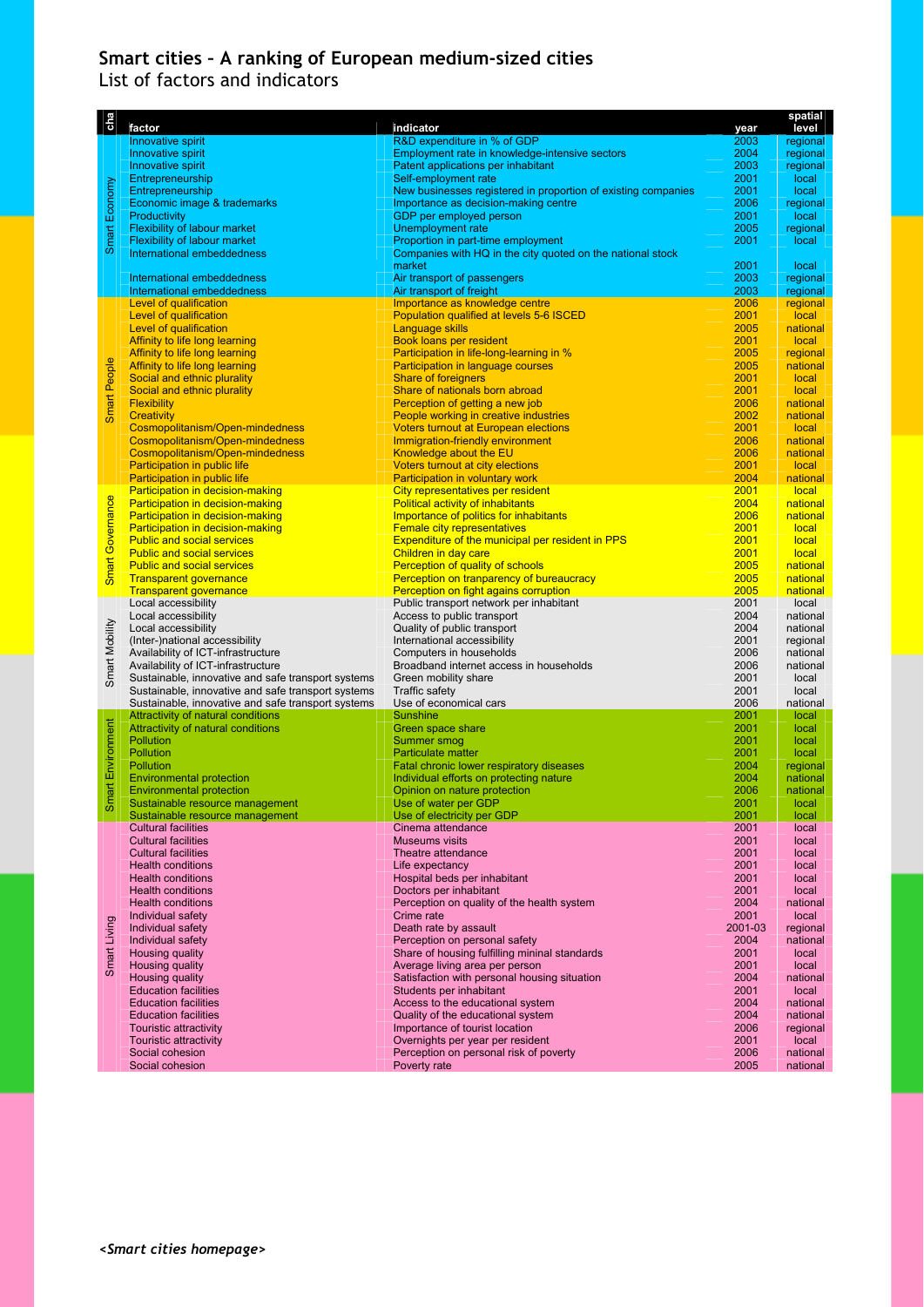# Smart cities – A ranking of European medium-sized cities

List of factors and indicators

| cha | factor | indicator | year | spatial level |
|---|---|---|---|---|
| Smart Economy | Innovative spirit | R&D expenditure in % of GDP | 2003 | regional |
| | Innovative spirit | Employment rate in knowledge-intensive sectors | 2004 | regional |
| | Innovative spirit | Patent applications per inhabitant | 2003 | regional |
| | Entrepreneurship | Self-employment rate | 2001 | local |
| | Entrepreneurship | New businesses registered in proportion of existing companies | 2001 | local |
| | Economic image & trademarks | Importance as decision-making centre | 2006 | regional |
| | Productivity | GDP per employed person | 2001 | local |
| | Flexibility of labour market | Unemployment rate | 2005 | regional |
| | Flexibility of labour market | Proportion in part-time employment | 2001 | local |
| | International embeddedness | Companies with HQ in the city quoted on the national stock market | 2001 | local |
| | International embeddedness | Air transport of passengers | 2003 | regional |
| | International embeddedness | Air transport of freight | 2003 | regional |
| Smart People | Level of qualification | Importance as knowledge centre | 2006 | regional |
| | Level of qualification | Population qualified at levels 5-6 ISCED | 2001 | local |
| | Level of qualification | Language skills | 2005 | national |
| | Affinity to life long learning | Book loans per resident | 2001 | local |
| | Affinity to life long learning | Participation in life-long-learning in % | 2005 | regional |
| | Affinity to life long learning | Participation in language courses | 2005 | national |
| | Social and ethnic plurality | Share of foreigners | 2001 | local |
| | Social and ethnic plurality | Share of nationals born abroad | 2001 | local |
| | Flexibility | Perception of getting a new job | 2006 | national |
| | Creativity | People working in creative industries | 2002 | national |
| | Cosmopolitanism/Open-mindedness | Voters turnout at European elections | 2001 | local |
| | Cosmopolitanism/Open-mindedness | Immigration-friendly environment | 2006 | national |
| | Cosmopolitanism/Open-mindedness | Knowledge about the EU | 2006 | national |
| | Participation in public life | Voters turnout at city elections | 2001 | local |
| | Participation in public life | Participation in voluntary work | 2004 | national |
| Smart Governance | Participation in decision-making | City representatives per resident | 2001 | local |
| | Participation in decision-making | Political activity of inhabitants | 2004 | national |
| | Participation in decision-making | Importance of politics for inhabitants | 2006 | national |
| | Participation in decision-making | Female city representatives | 2001 | local |
| | Public and social services | Expenditure of the municipal per resident in PPS | 2001 | local |
| | Public and social services | Children in day care | 2001 | local |
| | Public and social services | Perception of quality of schools | 2005 | national |
| | Transparent governance | Perception on tranparency of bureaucracy | 2005 | national |
| | Transparent governance | Perception on fight agains corruption | 2005 | national |
| Smart Mobility | Local accessibility | Public transport network per inhabitant | 2001 | local |
| | Local accessibility | Access to public transport | 2004 | national |
| | Local accessibility | Quality of public transport | 2004 | national |
| | (Inter-)national accessibility | International accessibility | 2001 | regional |
| | Availability of ICT-infrastructure | Computers in households | 2006 | national |
| | Availability of ICT-infrastructure | Broadband internet access in households | 2006 | national |
| | Sustainable, innovative and safe transport systems | Green mobility share | 2001 | local |
| | Sustainable, innovative and safe transport systems | Traffic safety | 2001 | local |
| | Sustainable, innovative and safe transport systems | Use of economical cars | 2006 | national |
| Smart Environment | Attractivity of natural conditions | Sunshine | 2001 | local |
| | Attractivity of natural conditions | Green space share | 2001 | local |
| | Pollution | Summer smog | 2001 | local |
| | Pollution | Particulate matter | 2001 | local |
| | Pollution | Fatal chronic lower respiratory diseases | 2004 | regional |
| | Environmental protection | Individual efforts on protecting nature | 2004 | national |
| | Environmental protection | Opinion on nature protection | 2006 | national |
| | Sustainable resource management | Use of water per GDP | 2001 | local |
| | Sustainable resource management | Use of electricity per GDP | 2001 | local |
| Smart Living | Cultural facilities | Cinema attendance | 2001 | local |
| | Cultural facilities | Museums visits | 2001 | local |
| | Cultural facilities | Theatre attendance | 2001 | local |
| | Health conditions | Life expectancy | 2001 | local |
| | Health conditions | Hospital beds per inhabitant | 2001 | local |
| | Health conditions | Doctors per inhabitant | 2001 | local |
| | Health conditions | Perception on quality of the health system | 2004 | national |
| | Individual safety | Crime rate | 2001 | local |
| | Individual safety | Death rate by assault | 2001-03 | regional |
| | Individual safety | Perception on personal safety | 2004 | national |
| | Housing quality | Share of housing fulfilling mininal standards | 2001 | local |
| | Housing quality | Average living area per person | 2001 | local |
| | Housing quality | Satisfaction with personal housing situation | 2004 | national |
| | Education facilities | Students per inhabitant | 2001 | local |
| | Education facilities | Access to the educational system | 2004 | national |
| | Education facilities | Quality of the educational system | 2004 | national |
| | Touristic attractivity | Importance of tourist location | 2006 | regional |
| | Touristic attractivity | Overnights per year per resident | 2001 | local |
| | Social cohesion | Perception on personal risk of poverty | 2006 | national |
| | Social cohesion | Poverty rate | 2005 | national |

*<Smart cities homepage>*